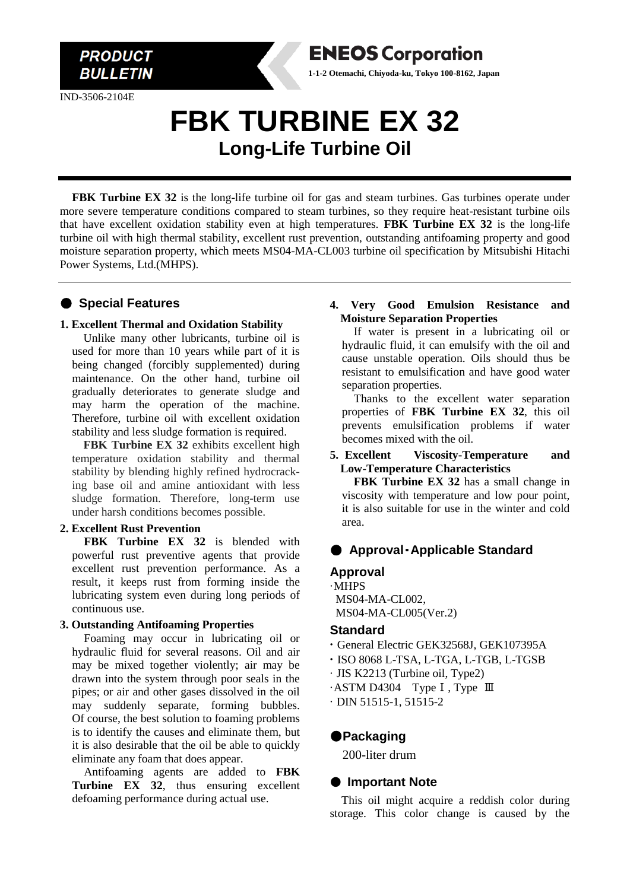PRODUCT BULLETIN

**ENEOS Corporation**

1-1-2 Otemachi, Chiyoda-ku, Tokyo 100-8162, Japan

IND-3506-2104E

# FBK TURBINE EX 32

## Long-Life Turbine Oil

**FBK Turbine EX 32** is the long-life turbine oil for gas and steam turbines. Gas turbines operate under more severe temperature conditions compared to steam turbines, so they require heat-resistant turbine oils that have excellent oxidation stability even at high temperatures. **FBK Turbine EX 32** is the long-life turbine oil with high thermal stability, excellent rust prevention, outstanding antifoaming property and good moisture separation property, which meets MS04-MA-CL003 turbine oil specification by Mitsubishi Hitachi Power Systems, Ltd.(MHPS).

## ● Special Features

### 1. Excellent Thermal and Oxidation Stability

Unlike many other lubricants, turbine oil is used for more than 10 years while part of it is being changed (forcibly supplemented) during maintenance. On the other hand, turbine oil gradually deteriorates to generate sludge and may harm the operation of the machine. Therefore, turbine oil with excellent oxidation stability and less sludge formation is required.

**FBK Turbine EX 32** exhibits excellent high temperature oxidation stability and thermal stability by blending highly refined hydrocracking base oil and amine antioxidant with less sludge formation. Therefore, long-term use under harsh conditions becomes possible.

### 2. Excellent Rust Prevention

**FBK Turbine EX 32** is blended with powerful rust preventive agents that provide excellent rust prevention performance. As a result, it keeps rust from forming inside the lubricating system even during long periods of continuous use.

### 3. Outstanding Antifoaming Properties

Foaming may occur in lubricating oil or hydraulic fluid for several reasons. Oil and air may be mixed together violently; air may be drawn into the system through poor seals in the pipes; or air and other gases dissolved in the oil may suddenly separate, forming bubbles. Of course, the best solution to foaming problems is to identify the causes and eliminate them, but it is also desirable that the oil be able to quickly eliminate any foam that does appear.

Antifoaming agents are added to **FBK Turbine EX 32**, thus ensuring excellent defoaming performance during actual use.

### 4. Very Good Emulsion Resistance and Moisture Separation Properties

If water is present in a lubricating oil or hydraulic fluid, it can emulsify with the oil and cause unstable operation. Oils should thus be resistant to emulsification and have good water separation properties.

Thanks to the excellent water separation properties of **FBK Turbine EX 32**, this oil prevents emulsification problems if water becomes mixed with the oil.

### 5. Excellent Viscosity-Temperature and Low-Temperature Characteristics

**FBK Turbine EX 32** has a small change in viscosity with temperature and low pour point, it is also suitable for use in the winter and cold area.

## ● Approval・Applicable Standard

### Approval

·MHPS
MS04-MA-CL002,
MS04-MA-CL005(Ver.2)

### Standard

- General Electric GEK32568J, GEK107395A
- ISO 8068 L-TSA, L-TGA, L-TGB, L-TGSB
- JIS K2213 (Turbine oil, Type2)
- ASTM D4304 Type Ⅰ, Type Ⅲ
- DIN 51515-1, 51515-2

## ●Packaging

200-liter drum

## ● Important Note

This oil might acquire a reddish color during storage. This color change is caused by the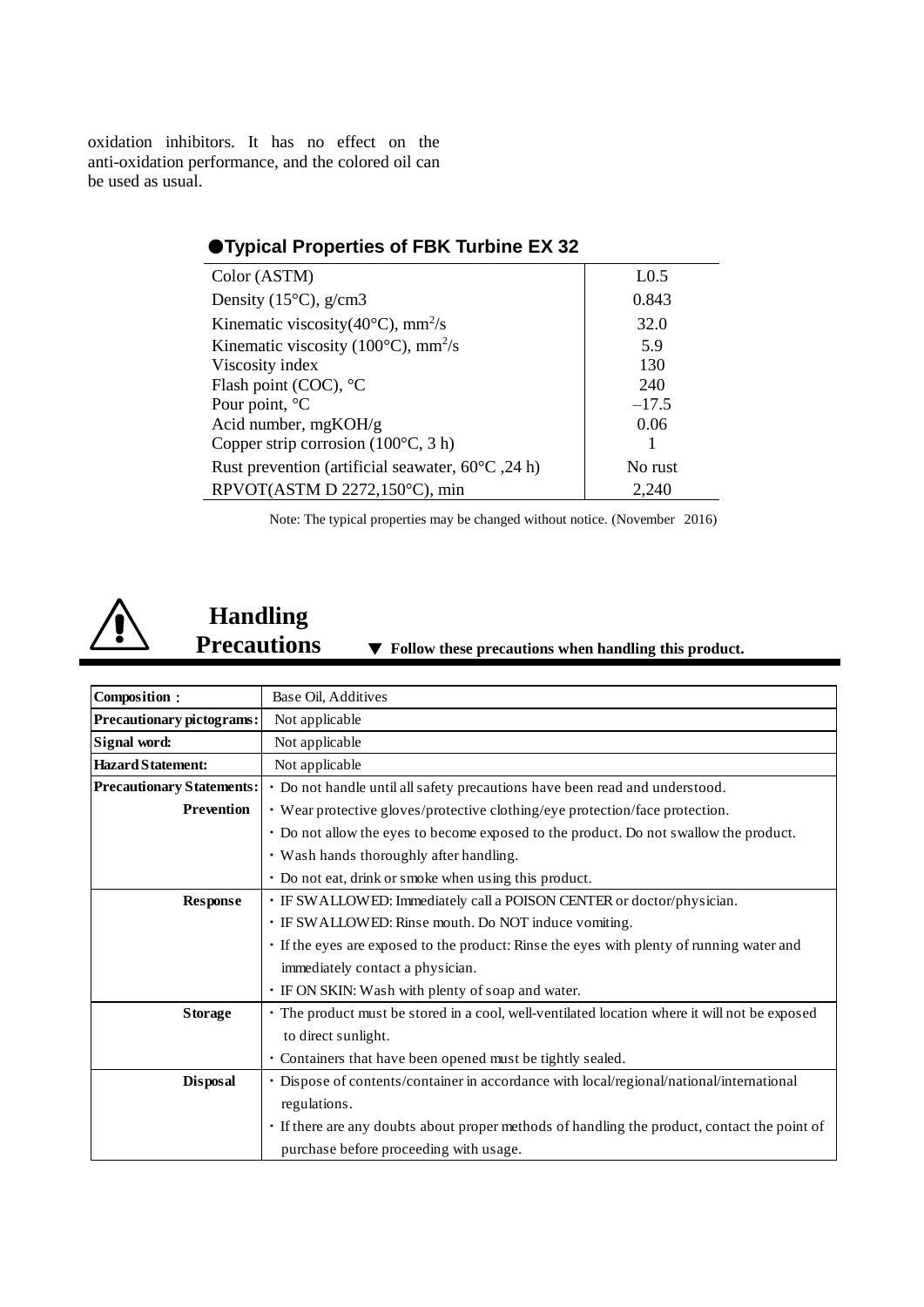oxidation inhibitors. It has no effect on the anti-oxidation performance, and the colored oil can be used as usual.

## ●Typical Properties of FBK Turbine EX 32

| | |
|---|---|
| Color (ASTM) | L0.5 |
| Density (15°C), g/cm3 | 0.843 |
| Kinematic viscosity(40°C), $mm^2/s$ | 32.0 |
| Kinematic viscosity (100°C), $mm^2/s$ | 5.9 |
| Viscosity index | 130 |
| Flash point (COC), °C | 240 |
| Pour point, °C | –17.5 |
| Acid number, mgKOH/g | 0.06 |
| Copper strip corrosion (100°C, 3 h) | 1 |
| Rust prevention (artificial seawater, 60°C ,24 h) | No rust |
| RPVOT(ASTM D 2272,150°C), min | 2,240 |

Note: The typical properties may be changed without notice. (November 2016)

## Handling Precautions

▼ **Follow these precautions when handling this product.**

| | |
|---|---|
| **Composition：** | Base Oil, Additives |
| **Precautionary pictograms:** | Not applicable |
| **Signal word:** | Not applicable |
| **Hazard Statement:** | Not applicable |
| **Precautionary Statements:** | ・Do not handle until all safety precautions have been read and understood. |
| **Prevention** | ・Wear protective gloves/protective clothing/eye protection/face protection.<br>・Do not allow the eyes to become exposed to the product. Do not swallow the product.<br>・Wash hands thoroughly after handling.<br>・Do not eat, drink or smoke when using this product. |
| **Response** | ・IF SWALLOWED: Immediately call a POISON CENTER or doctor/physician.<br>・IF SWALLOWED: Rinse mouth. Do NOT induce vomiting.<br>・If the eyes are exposed to the product: Rinse the eyes with plenty of running water and immediately contact a physician.<br>・IF ON SKIN: Wash with plenty of soap and water. |
| **Storage** | ・The product must be stored in a cool, well-ventilated location where it will not be exposed to direct sunlight.<br>・Containers that have been opened must be tightly sealed. |
| **Disposal** | ・Dispose of contents/container in accordance with local/regional/national/international regulations.<br>・If there are any doubts about proper methods of handling the product, contact the point of purchase before proceeding with usage. |